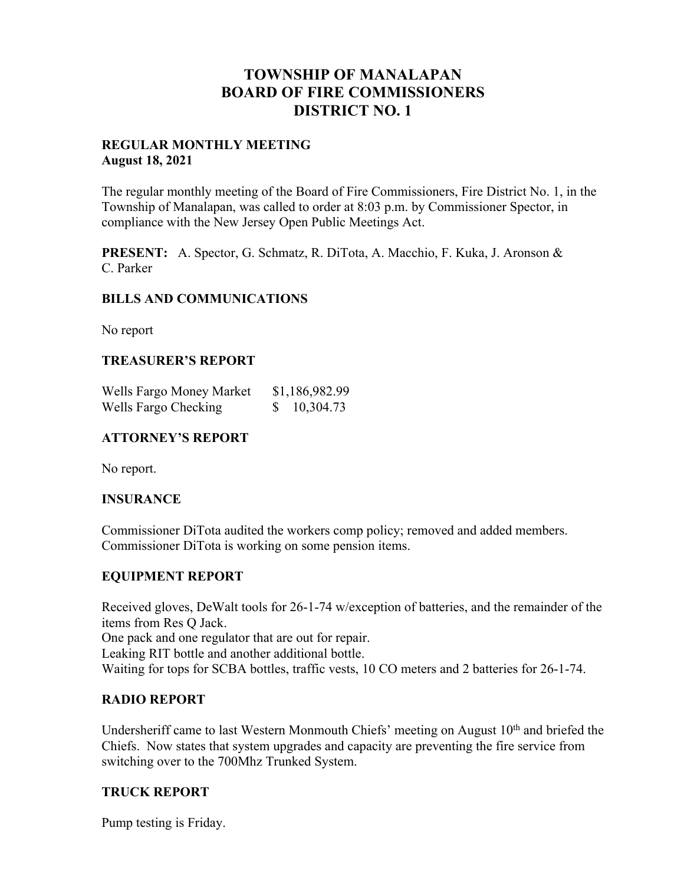# TOWNSHIP OF MANALAPAN
# BOARD OF FIRE COMMISSIONERS
# DISTRICT NO. 1

**REGULAR MONTHLY MEETING**
**August 18, 2021**

The regular monthly meeting of the Board of Fire Commissioners, Fire District No. 1, in the Township of Manalapan, was called to order at 8:03 p.m. by Commissioner Spector, in compliance with the New Jersey Open Public Meetings Act.

**PRESENT:** A. Spector, G. Schmatz, R. DiTota, A. Macchio, F. Kuka, J. Aronson & C. Parker

## BILLS AND COMMUNICATIONS

No report

## TREASURER'S REPORT

| | |
|---|---|
| Wells Fargo Money Market | $1,186,982.99 |
| Wells Fargo Checking | $ 10,304.73 |

## ATTORNEY'S REPORT

No report.

## INSURANCE

Commissioner DiTota audited the workers comp policy; removed and added members. Commissioner DiTota is working on some pension items.

## EQUIPMENT REPORT

Received gloves, DeWalt tools for 26-1-74 w/exception of batteries, and the remainder of the items from Res Q Jack.
One pack and one regulator that are out for repair.
Leaking RIT bottle and another additional bottle.
Waiting for tops for SCBA bottles, traffic vests, 10 CO meters and 2 batteries for 26-1-74.

## RADIO REPORT

Undersheriff came to last Western Monmouth Chiefs' meeting on August 10th and briefed the Chiefs. Now states that system upgrades and capacity are preventing the fire service from switching over to the 700Mhz Trunked System.

## TRUCK REPORT

Pump testing is Friday.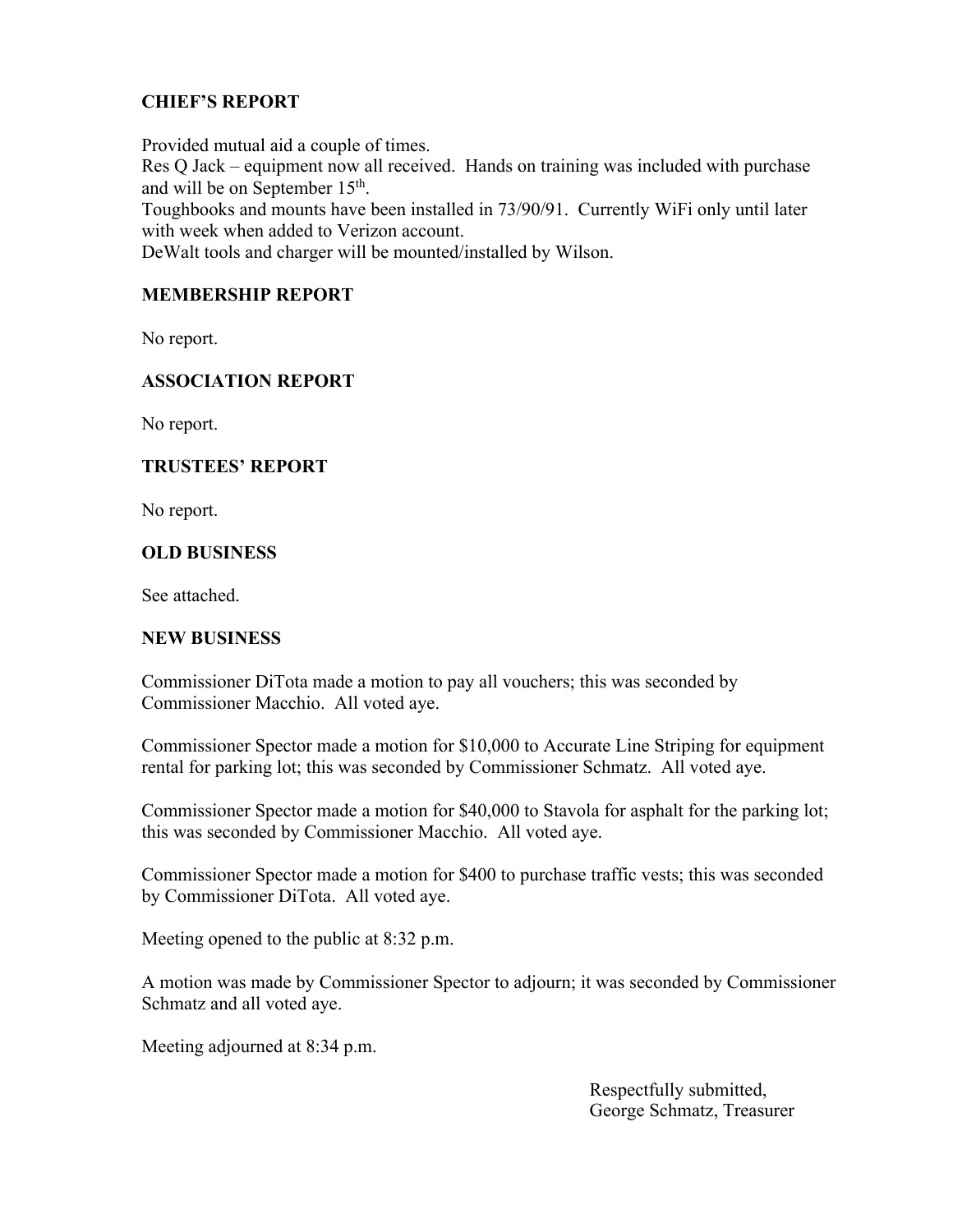## CHIEF'S REPORT

Provided mutual aid a couple of times.
Res Q Jack – equipment now all received. Hands on training was included with purchase and will be on September 15th.
Toughbooks and mounts have been installed in 73/90/91. Currently WiFi only until later with week when added to Verizon account.
DeWalt tools and charger will be mounted/installed by Wilson.

## MEMBERSHIP REPORT

No report.

## ASSOCIATION REPORT

No report.

## TRUSTEES' REPORT

No report.

## OLD BUSINESS

See attached.

## NEW BUSINESS

Commissioner DiTota made a motion to pay all vouchers; this was seconded by Commissioner Macchio. All voted aye.

Commissioner Spector made a motion for $10,000 to Accurate Line Striping for equipment rental for parking lot; this was seconded by Commissioner Schmatz. All voted aye.

Commissioner Spector made a motion for $40,000 to Stavola for asphalt for the parking lot; this was seconded by Commissioner Macchio. All voted aye.

Commissioner Spector made a motion for $400 to purchase traffic vests; this was seconded by Commissioner DiTota. All voted aye.

Meeting opened to the public at 8:32 p.m.

A motion was made by Commissioner Spector to adjourn; it was seconded by Commissioner Schmatz and all voted aye.

Meeting adjourned at 8:34 p.m.

Respectfully submitted,
George Schmatz, Treasurer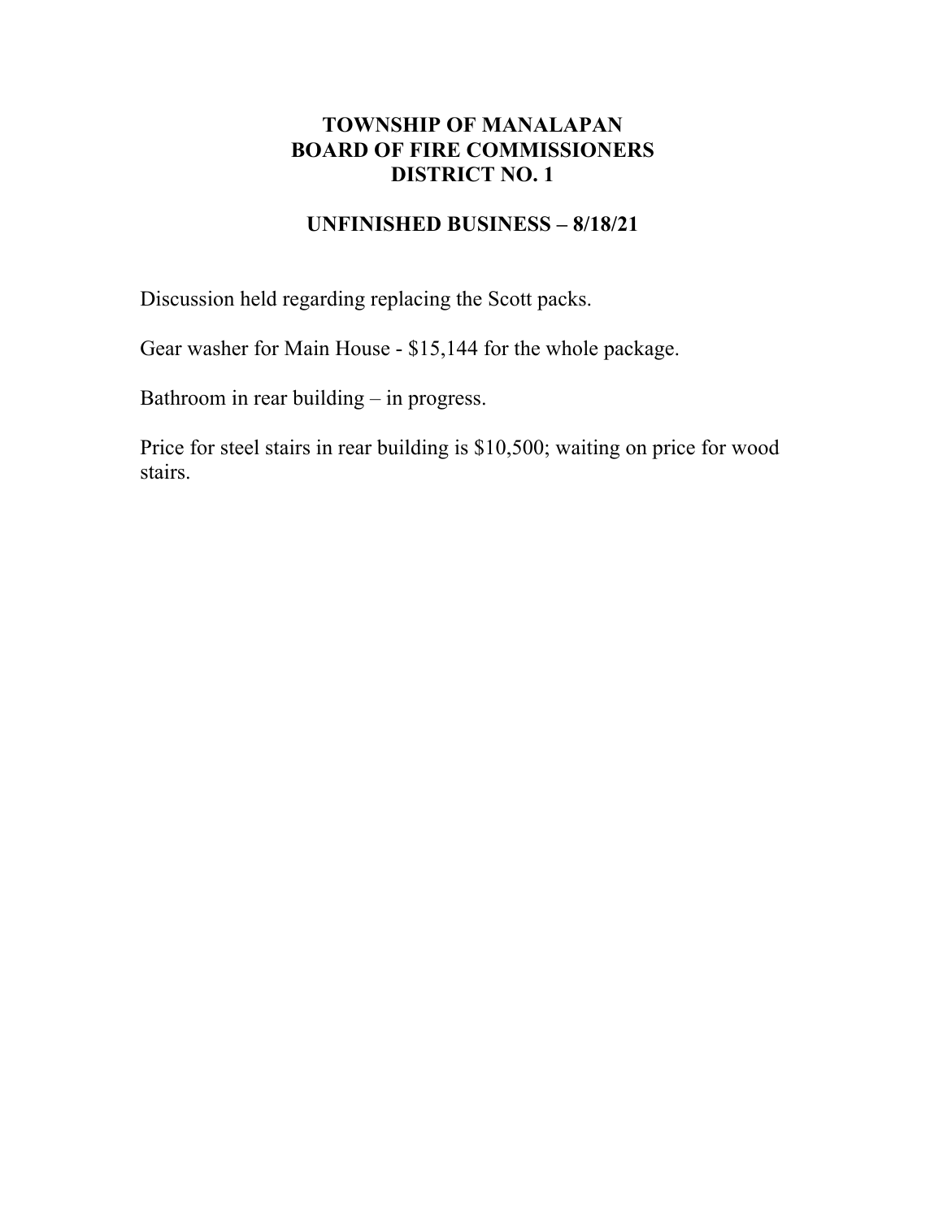# TOWNSHIP OF MANALAPAN
# BOARD OF FIRE COMMISSIONERS
# DISTRICT NO. 1

## UNFINISHED BUSINESS – 8/18/21

Discussion held regarding replacing the Scott packs.

Gear washer for Main House - $15,144 for the whole package.

Bathroom in rear building – in progress.

Price for steel stairs in rear building is $10,500; waiting on price for wood stairs.